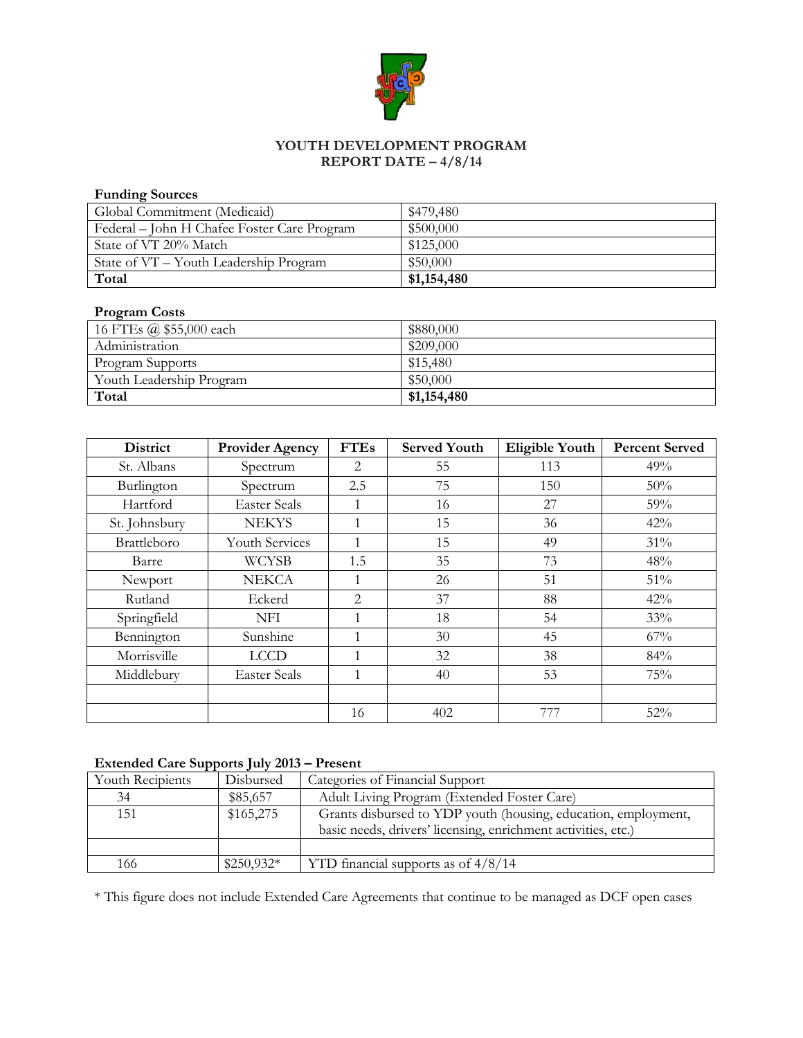# YOUTH DEVELOPMENT PROGRAM
## REPORT DATE – 4/8/14

**Funding Sources**

| | |
|---|---|
| Global Commitment (Medicaid) | $479,480 |
| Federal – John H Chafee Foster Care Program | $500,000 |
| State of VT 20% Match | $125,000 |
| State of VT – Youth Leadership Program | $50,000 |
| **Total** | **$1,154,480** |

**Program Costs**

| | |
|---|---|
| 16 FTEs @ $55,000 each | $880,000 |
| Administration | $209,000 |
| Program Supports | $15,480 |
| Youth Leadership Program | $50,000 |
| **Total** | **$1,154,480** |

| District | Provider Agency | FTEs | Served Youth | Eligible Youth | Percent Served |
|---|---|---|---|---|---|
| St. Albans | Spectrum | 2 | 55 | 113 | 49% |
| Burlington | Spectrum | 2.5 | 75 | 150 | 50% |
| Hartford | Easter Seals | 1 | 16 | 27 | 59% |
| St. Johnsbury | NEKYS | 1 | 15 | 36 | 42% |
| Brattleboro | Youth Services | 1 | 15 | 49 | 31% |
| Barre | WCYSB | 1.5 | 35 | 73 | 48% |
| Newport | NEKCA | 1 | 26 | 51 | 51% |
| Rutland | Eckerd | 2 | 37 | 88 | 42% |
| Springfield | NFI | 1 | 18 | 54 | 33% |
| Bennington | Sunshine | 1 | 30 | 45 | 67% |
| Morrisville | LCCD | 1 | 32 | 38 | 84% |
| Middlebury | Easter Seals | 1 | 40 | 53 | 75% |
| | | | | | |
| | | 16 | 402 | 777 | 52% |

**Extended Care Supports July 2013 – Present**

| Youth Recipients | Disbursed | Categories of Financial Support |
|---|---|---|
| 34 | $85,657 | Adult Living Program (Extended Foster Care) |
| 151 | $165,275 | Grants disbursed to YDP youth (housing, education, employment, basic needs, drivers' licensing, enrichment activities, etc.) |
| | | |
| 166 | $250,932* | YTD financial supports as of 4/8/14 |

* This figure does not include Extended Care Agreements that continue to be managed as DCF open cases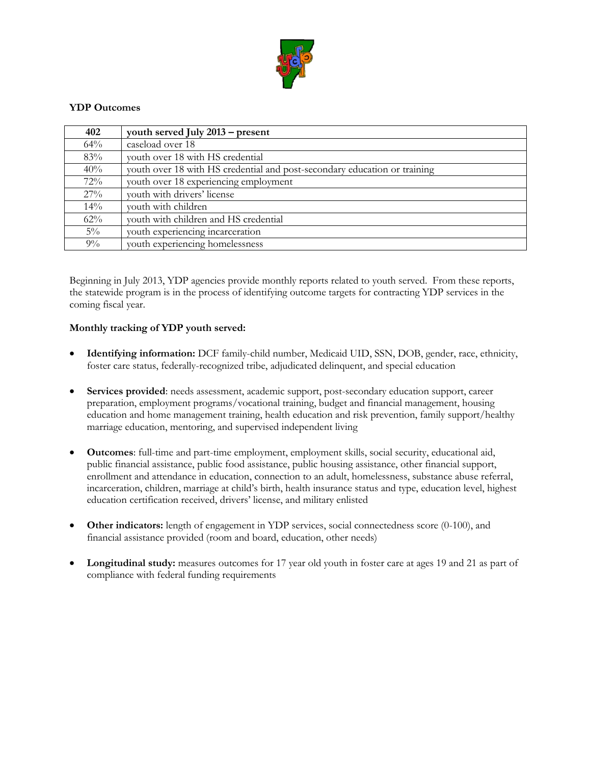**YDP Outcomes**

| 402 | youth served July 2013 – present |
|---|---|
| 64% | caseload over 18 |
| 83% | youth over 18 with HS credential |
| 40% | youth over 18 with HS credential and post-secondary education or training |
| 72% | youth over 18 experiencing employment |
| 27% | youth with drivers' license |
| 14% | youth with children |
| 62% | youth with children and HS credential |
| 5% | youth experiencing incarceration |
| 9% | youth experiencing homelessness |

Beginning in July 2013, YDP agencies provide monthly reports related to youth served. From these reports, the statewide program is in the process of identifying outcome targets for contracting YDP services in the coming fiscal year.

**Monthly tracking of YDP youth served:**

- **Identifying information:** DCF family-child number, Medicaid UID, SSN, DOB, gender, race, ethnicity, foster care status, federally-recognized tribe, adjudicated delinquent, and special education
- **Services provided**: needs assessment, academic support, post-secondary education support, career preparation, employment programs/vocational training, budget and financial management, housing education and home management training, health education and risk prevention, family support/healthy marriage education, mentoring, and supervised independent living
- **Outcomes**: full-time and part-time employment, employment skills, social security, educational aid, public financial assistance, public food assistance, public housing assistance, other financial support, enrollment and attendance in education, connection to an adult, homelessness, substance abuse referral, incarceration, children, marriage at child's birth, health insurance status and type, education level, highest education certification received, drivers' license, and military enlisted
- **Other indicators:** length of engagement in YDP services, social connectedness score (0-100), and financial assistance provided (room and board, education, other needs)
- **Longitudinal study:** measures outcomes for 17 year old youth in foster care at ages 19 and 21 as part of compliance with federal funding requirements